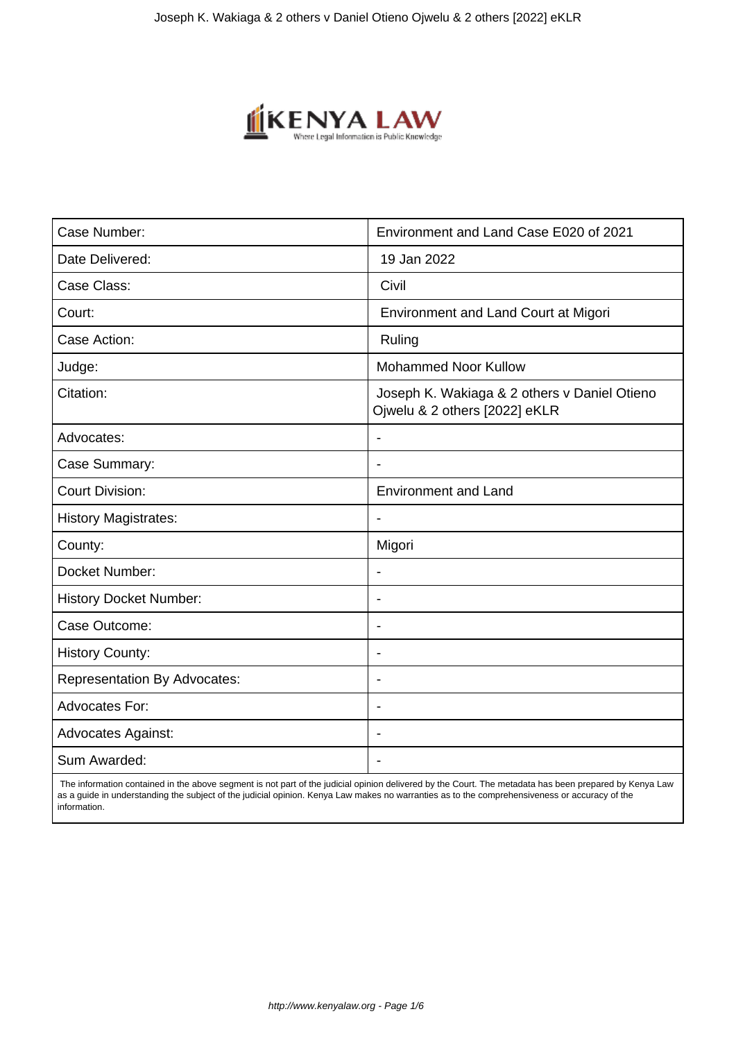| Case Number: | Environment and Land Case E020 of 2021 |
|---|---|
| Date Delivered: | 19 Jan 2022 |
| Case Class: | Civil |
| Court: | Environment and Land Court at Migori |
| Case Action: | Ruling |
| Judge: | Mohammed Noor Kullow |
| Citation: | Joseph K. Wakiaga & 2 others v Daniel Otieno Ojwelu & 2 others [2022] eKLR |
| Advocates: | - |
| Case Summary: | - |
| Court Division: | Environment and Land |
| History Magistrates: | - |
| County: | Migori |
| Docket Number: | - |
| History Docket Number: | - |
| Case Outcome: | - |
| History County: | - |
| Representation By Advocates: | - |
| Advocates For: | - |
| Advocates Against: | - |
| Sum Awarded: | - |

The information contained in the above segment is not part of the judicial opinion delivered by the Court. The metadata has been prepared by Kenya Law as a guide in understanding the subject of the judicial opinion. Kenya Law makes no warranties as to the comprehensiveness or accuracy of the information.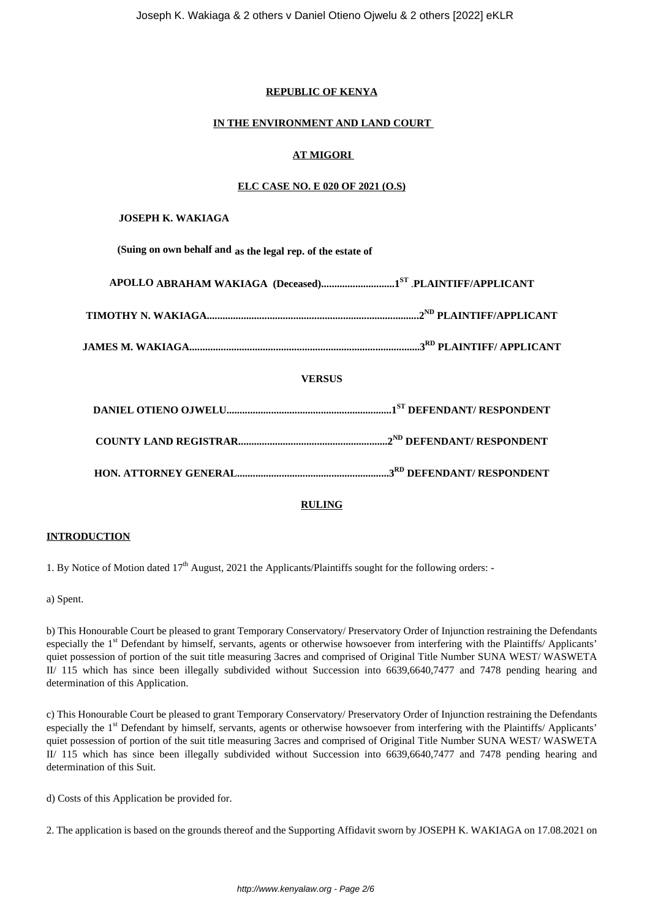**REPUBLIC OF KENYA**

**IN THE ENVIRONMENT AND LAND COURT**

**AT MIGORI**

**ELC CASE NO. E 020 OF 2021 (O.S)**

**JOSEPH K. WAKIAGA**

**(Suing on own behalf and as the legal rep. of the estate of**

**APOLLO ABRAHAM WAKIAGA (Deceased)............................1ST PLAINTIFF/APPLICANT**

**TIMOTHY N. WAKIAGA...............................................................................2ND PLAINTIFF/APPLICANT**

**JAMES M. WAKIAGA......................................................................................3RD PLAINTIFF/ APPLICANT**

**VERSUS**

**DANIEL OTIENO OJWELU..............................................................1ST DEFENDANT/ RESPONDENT**

**COUNTY LAND REGISTRAR.........................................................2ND DEFENDANT/ RESPONDENT**

**HON. ATTORNEY GENERAL..........................................................3RD DEFENDANT/ RESPONDENT**

**RULING**

**INTRODUCTION**

1. By Notice of Motion dated 17th August, 2021 the Applicants/Plaintiffs sought for the following orders: -

a) Spent.

b) This Honourable Court be pleased to grant Temporary Conservatory/ Preservatory Order of Injunction restraining the Defendants especially the 1st Defendant by himself, servants, agents or otherwise howsoever from interfering with the Plaintiffs/ Applicants' quiet possession of portion of the suit title measuring 3acres and comprised of Original Title Number SUNA WEST/ WASWETA II/ 115 which has since been illegally subdivided without Succession into 6639,6640,7477 and 7478 pending hearing and determination of this Application.

c) This Honourable Court be pleased to grant Temporary Conservatory/ Preservatory Order of Injunction restraining the Defendants especially the 1st Defendant by himself, servants, agents or otherwise howsoever from interfering with the Plaintiffs/ Applicants' quiet possession of portion of the suit title measuring 3acres and comprised of Original Title Number SUNA WEST/ WASWETA II/ 115 which has since been illegally subdivided without Succession into 6639,6640,7477 and 7478 pending hearing and determination of this Suit.

d) Costs of this Application be provided for.

2. The application is based on the grounds thereof and the Supporting Affidavit sworn by JOSEPH K. WAKIAGA on 17.08.2021 on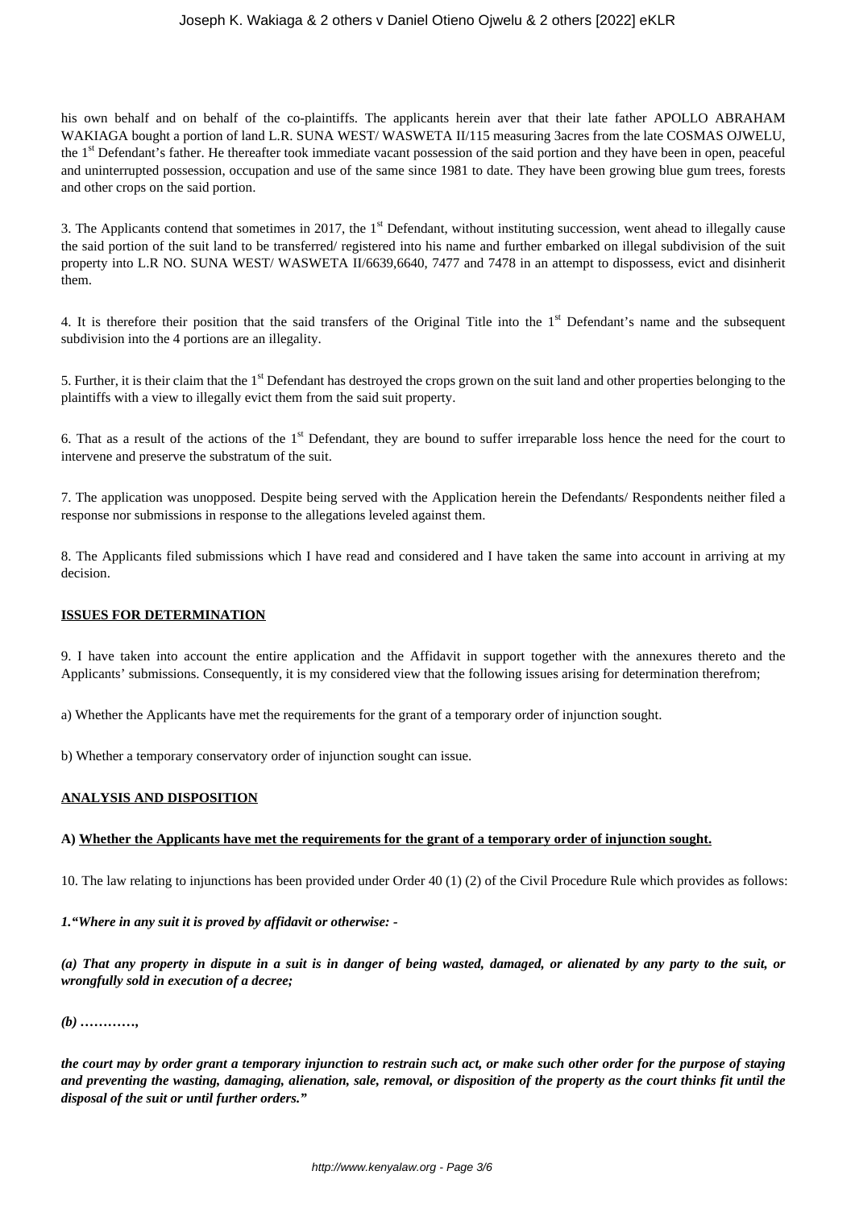his own behalf and on behalf of the co-plaintiffs. The applicants herein aver that their late father APOLLO ABRAHAM WAKIAGA bought a portion of land L.R. SUNA WEST/ WASWETA II/115 measuring 3acres from the late COSMAS OJWELU, the 1st Defendant's father. He thereafter took immediate vacant possession of the said portion and they have been in open, peaceful and uninterrupted possession, occupation and use of the same since 1981 to date. They have been growing blue gum trees, forests and other crops on the said portion.

3. The Applicants contend that sometimes in 2017, the 1st Defendant, without instituting succession, went ahead to illegally cause the said portion of the suit land to be transferred/ registered into his name and further embarked on illegal subdivision of the suit property into L.R NO. SUNA WEST/ WASWETA II/6639,6640, 7477 and 7478 in an attempt to dispossess, evict and disinherit them.

4. It is therefore their position that the said transfers of the Original Title into the 1st Defendant's name and the subsequent subdivision into the 4 portions are an illegality.

5. Further, it is their claim that the 1st Defendant has destroyed the crops grown on the suit land and other properties belonging to the plaintiffs with a view to illegally evict them from the said suit property.

6. That as a result of the actions of the 1st Defendant, they are bound to suffer irreparable loss hence the need for the court to intervene and preserve the substratum of the suit.

7. The application was unopposed. Despite being served with the Application herein the Defendants/ Respondents neither filed a response nor submissions in response to the allegations leveled against them.

8. The Applicants filed submissions which I have read and considered and I have taken the same into account in arriving at my decision.

**ISSUES FOR DETERMINATION**

9. I have taken into account the entire application and the Affidavit in support together with the annexures thereto and the Applicants' submissions. Consequently, it is my considered view that the following issues arising for determination therefrom;

a) Whether the Applicants have met the requirements for the grant of a temporary order of injunction sought.

b) Whether a temporary conservatory order of injunction sought can issue.

**ANALYSIS AND DISPOSITION**

**A) Whether the Applicants have met the requirements for the grant of a temporary order of injunction sought.**

10. The law relating to injunctions has been provided under Order 40 (1) (2) of the Civil Procedure Rule which provides as follows:

***1."Where in any suit it is proved by affidavit or otherwise: -***

***(a) That any property in dispute in a suit is in danger of being wasted, damaged, or alienated by any party to the suit, or wrongfully sold in execution of a decree;***

***(b) …………,***

***the court may by order grant a temporary injunction to restrain such act, or make such other order for the purpose of staying and preventing the wasting, damaging, alienation, sale, removal, or disposition of the property as the court thinks fit until the disposal of the suit or until further orders."***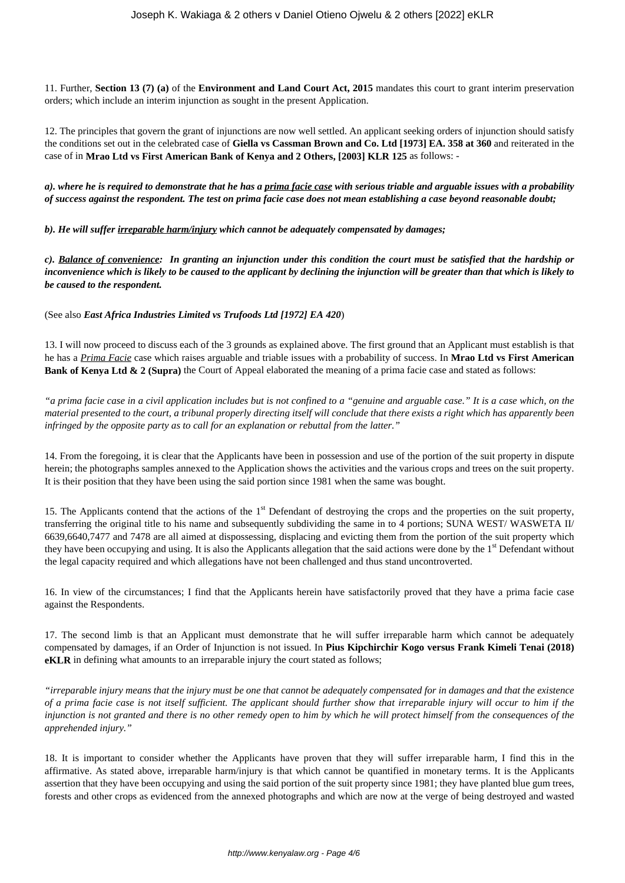11. Further, **Section 13 (7) (a)** of the **Environment and Land Court Act, 2015** mandates this court to grant interim preservation orders; which include an interim injunction as sought in the present Application.

12. The principles that govern the grant of injunctions are now well settled. An applicant seeking orders of injunction should satisfy the conditions set out in the celebrated case of **Giella vs Cassman Brown and Co. Ltd [1973] EA. 358 at 360** and reiterated in the case of in **Mrao Ltd vs First American Bank of Kenya and 2 Others, [2003] KLR 125** as follows: -

***a). where he is required to demonstrate that he has a <u>prima facie case</u> with serious triable and arguable issues with a probability of success against the respondent. The test on prima facie case does not mean establishing a case beyond reasonable doubt;***

***b). He will suffer <u>irreparable harm/injury</u> which cannot be adequately compensated by damages;***

***c). <u>Balance of convenience</u>: In granting an injunction under this condition the court must be satisfied that the hardship or inconvenience which is likely to be caused to the applicant by declining the injunction will be greater than that which is likely to be caused to the respondent.***

(See also ***East Africa Industries Limited vs Trufoods Ltd [1972] EA 420***)

13. I will now proceed to discuss each of the 3 grounds as explained above. The first ground that an Applicant must establish is that he has a *<u>Prima Facie</u>* case which raises arguable and triable issues with a probability of success. In **Mrao Ltd vs First American Bank of Kenya Ltd & 2 (Supra)** the Court of Appeal elaborated the meaning of a prima facie case and stated as follows:

*"a prima facie case in a civil application includes but is not confined to a "genuine and arguable case." It is a case which, on the material presented to the court, a tribunal properly directing itself will conclude that there exists a right which has apparently been infringed by the opposite party as to call for an explanation or rebuttal from the latter."*

14. From the foregoing, it is clear that the Applicants have been in possession and use of the portion of the suit property in dispute herein; the photographs samples annexed to the Application shows the activities and the various crops and trees on the suit property. It is their position that they have been using the said portion since 1981 when the same was bought.

15. The Applicants contend that the actions of the 1st Defendant of destroying the crops and the properties on the suit property, transferring the original title to his name and subsequently subdividing the same in to 4 portions; SUNA WEST/ WASWETA II/ 6639,6640,7477 and 7478 are all aimed at dispossessing, displacing and evicting them from the portion of the suit property which they have been occupying and using. It is also the Applicants allegation that the said actions were done by the 1st Defendant without the legal capacity required and which allegations have not been challenged and thus stand uncontroverted.

16. In view of the circumstances; I find that the Applicants herein have satisfactorily proved that they have a prima facie case against the Respondents.

17. The second limb is that an Applicant must demonstrate that he will suffer irreparable harm which cannot be adequately compensated by damages, if an Order of Injunction is not issued. In **Pius Kipchirchir Kogo versus Frank Kimeli Tenai (2018) eKLR** in defining what amounts to an irreparable injury the court stated as follows;

*"irreparable injury means that the injury must be one that cannot be adequately compensated for in damages and that the existence of a prima facie case is not itself sufficient. The applicant should further show that irreparable injury will occur to him if the injunction is not granted and there is no other remedy open to him by which he will protect himself from the consequences of the apprehended injury."*

18. It is important to consider whether the Applicants have proven that they will suffer irreparable harm, I find this in the affirmative. As stated above, irreparable harm/injury is that which cannot be quantified in monetary terms. It is the Applicants assertion that they have been occupying and using the said portion of the suit property since 1981; they have planted blue gum trees, forests and other crops as evidenced from the annexed photographs and which are now at the verge of being destroyed and wasted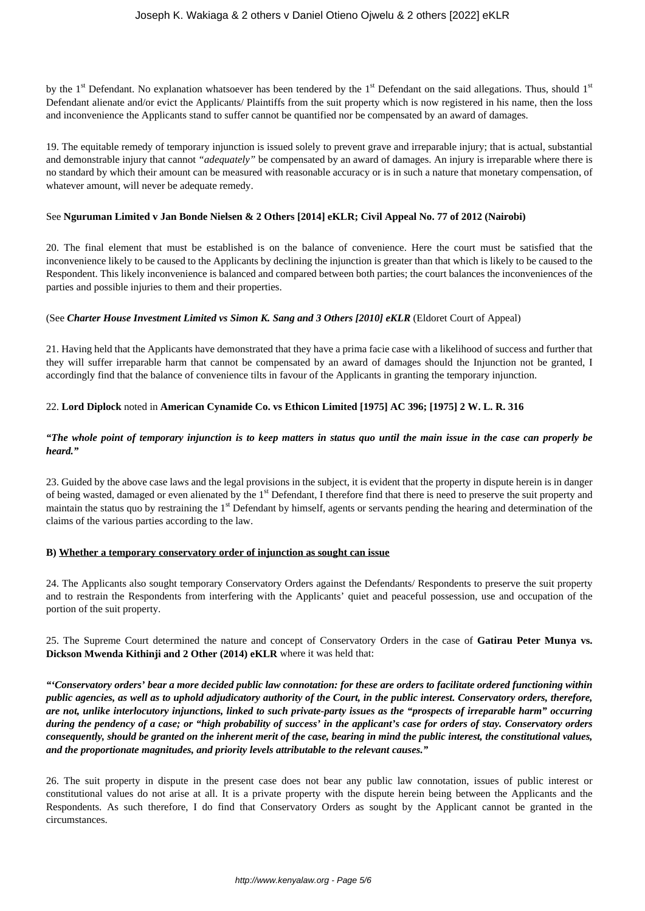by the 1st Defendant. No explanation whatsoever has been tendered by the 1st Defendant on the said allegations. Thus, should 1st Defendant alienate and/or evict the Applicants/ Plaintiffs from the suit property which is now registered in his name, then the loss and inconvenience the Applicants stand to suffer cannot be quantified nor be compensated by an award of damages.

19. The equitable remedy of temporary injunction is issued solely to prevent grave and irreparable injury; that is actual, substantial and demonstrable injury that cannot *"adequately"* be compensated by an award of damages. An injury is irreparable where there is no standard by which their amount can be measured with reasonable accuracy or is in such a nature that monetary compensation, of whatever amount, will never be adequate remedy.

See **Nguruman Limited v Jan Bonde Nielsen & 2 Others [2014] eKLR; Civil Appeal No. 77 of 2012 (Nairobi)**

20. The final element that must be established is on the balance of convenience. Here the court must be satisfied that the inconvenience likely to be caused to the Applicants by declining the injunction is greater than that which is likely to be caused to the Respondent. This likely inconvenience is balanced and compared between both parties; the court balances the inconveniences of the parties and possible injuries to them and their properties.

(See ***Charter House Investment Limited vs Simon K. Sang and 3 Others [2010] eKLR*** (Eldoret Court of Appeal)

21. Having held that the Applicants have demonstrated that they have a prima facie case with a likelihood of success and further that they will suffer irreparable harm that cannot be compensated by an award of damages should the Injunction not be granted, I accordingly find that the balance of convenience tilts in favour of the Applicants in granting the temporary injunction.

22. **Lord Diplock** noted in **American Cynamide Co. vs Ethicon Limited [1975] AC 396; [1975] 2 W. L. R. 316**

***"The whole point of temporary injunction is to keep matters in status quo until the main issue in the case can properly be heard."***

23. Guided by the above case laws and the legal provisions in the subject, it is evident that the property in dispute herein is in danger of being wasted, damaged or even alienated by the 1st Defendant, I therefore find that there is need to preserve the suit property and maintain the status quo by restraining the 1st Defendant by himself, agents or servants pending the hearing and determination of the claims of the various parties according to the law.

**B) <u>Whether a temporary conservatory order of injunction as sought can issue</u>**

24. The Applicants also sought temporary Conservatory Orders against the Defendants/ Respondents to preserve the suit property and to restrain the Respondents from interfering with the Applicants' quiet and peaceful possession, use and occupation of the portion of the suit property.

25. The Supreme Court determined the nature and concept of Conservatory Orders in the case of **Gatirau Peter Munya vs. Dickson Mwenda Kithinji and 2 Other (2014) eKLR** where it was held that:

***"'Conservatory orders' bear a more decided public law connotation: for these are orders to facilitate ordered functioning within public agencies, as well as to uphold adjudicatory authority of the Court, in the public interest. Conservatory orders, therefore, are not, unlike interlocutory injunctions, linked to such private-party issues as the "prospects of irreparable harm" occurring during the pendency of a case; or "high probability of success' in the applicant's case for orders of stay. Conservatory orders consequently, should be granted on the inherent merit of the case, bearing in mind the public interest, the constitutional values, and the proportionate magnitudes, and priority levels attributable to the relevant causes."***

26. The suit property in dispute in the present case does not bear any public law connotation, issues of public interest or constitutional values do not arise at all. It is a private property with the dispute herein being between the Applicants and the Respondents. As such therefore, I do find that Conservatory Orders as sought by the Applicant cannot be granted in the circumstances.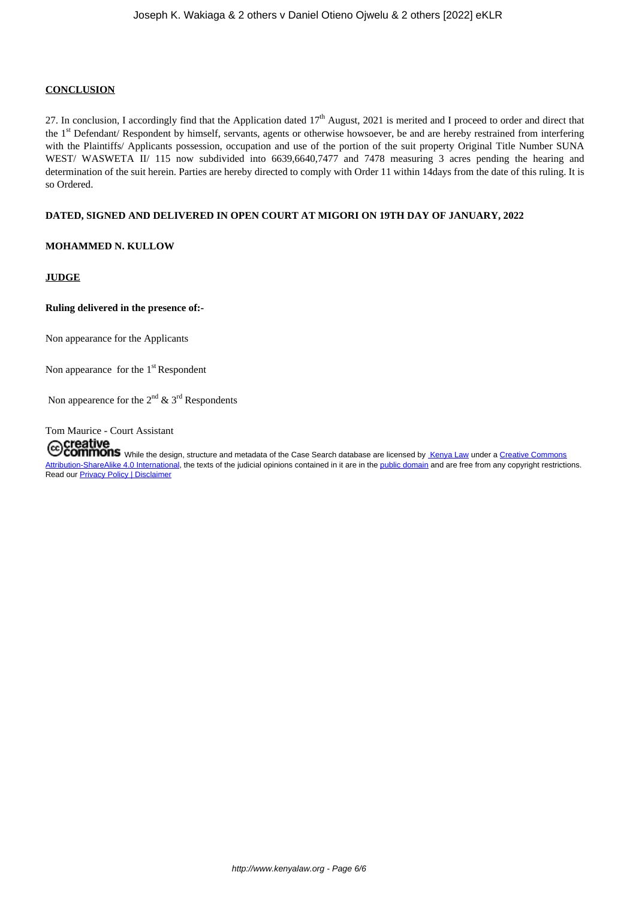**CONCLUSION**

27. In conclusion, I accordingly find that the Application dated 17th August, 2021 is merited and I proceed to order and direct that the 1st Defendant/ Respondent by himself, servants, agents or otherwise howsoever, be and are hereby restrained from interfering with the Plaintiffs/ Applicants possession, occupation and use of the portion of the suit property Original Title Number SUNA WEST/ WASWETA II/ 115 now subdivided into 6639,6640,7477 and 7478 measuring 3 acres pending the hearing and determination of the suit herein. Parties are hereby directed to comply with Order 11 within 14days from the date of this ruling. It is so Ordered.

**DATED, SIGNED AND DELIVERED IN OPEN COURT AT MIGORI ON 19TH DAY OF JANUARY, 2022**

**MOHAMMED N. KULLOW**

**JUDGE**

**Ruling delivered in the presence of:-**

Non appearance for the Applicants

Non appearance for the 1st Respondent

Non appearence for the 2nd & 3rd Respondents

Tom Maurice - Court Assistant

While the design, structure and metadata of the Case Search database are licensed by Kenya Law under a Creative Commons Attribution-ShareAlike 4.0 International, the texts of the judicial opinions contained in it are in the public domain and are free from any copyright restrictions. Read our Privacy Policy | Disclaimer